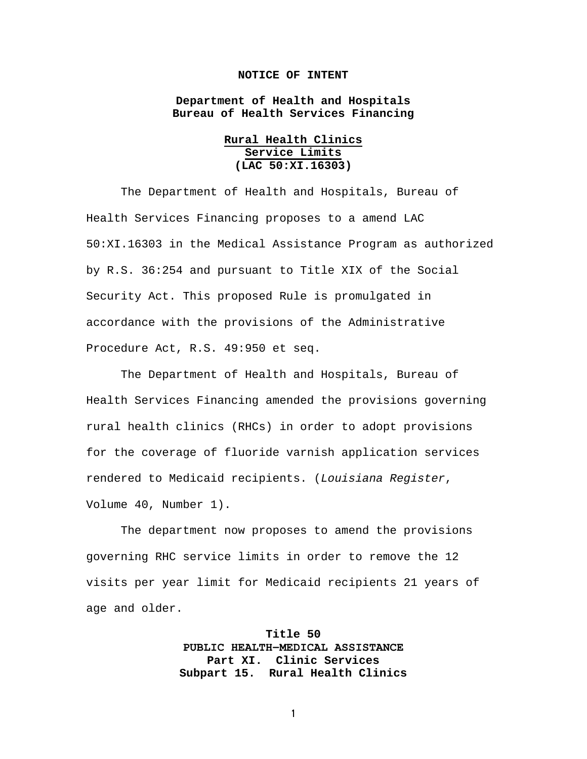**NOTICE OF INTENT**

**Department of Health and Hospitals**
**Bureau of Health Services Financing**

**Rural Health Clinics**
**Service Limits**
**(LAC 50:XI.16303)**

The Department of Health and Hospitals, Bureau of Health Services Financing proposes to a amend LAC 50:XI.16303 in the Medical Assistance Program as authorized by R.S. 36:254 and pursuant to Title XIX of the Social Security Act. This proposed Rule is promulgated in accordance with the provisions of the Administrative Procedure Act, R.S. 49:950 et seq.

The Department of Health and Hospitals, Bureau of Health Services Financing amended the provisions governing rural health clinics (RHCs) in order to adopt provisions for the coverage of fluoride varnish application services rendered to Medicaid recipients. (*Louisiana Register*, Volume 40, Number 1).

The department now proposes to amend the provisions governing RHC service limits in order to remove the 12 visits per year limit for Medicaid recipients 21 years of age and older.

**Title 50**
**PUBLIC HEALTH—MEDICAL ASSISTANCE**
**Part XI. Clinic Services**
**Subpart 15. Rural Health Clinics**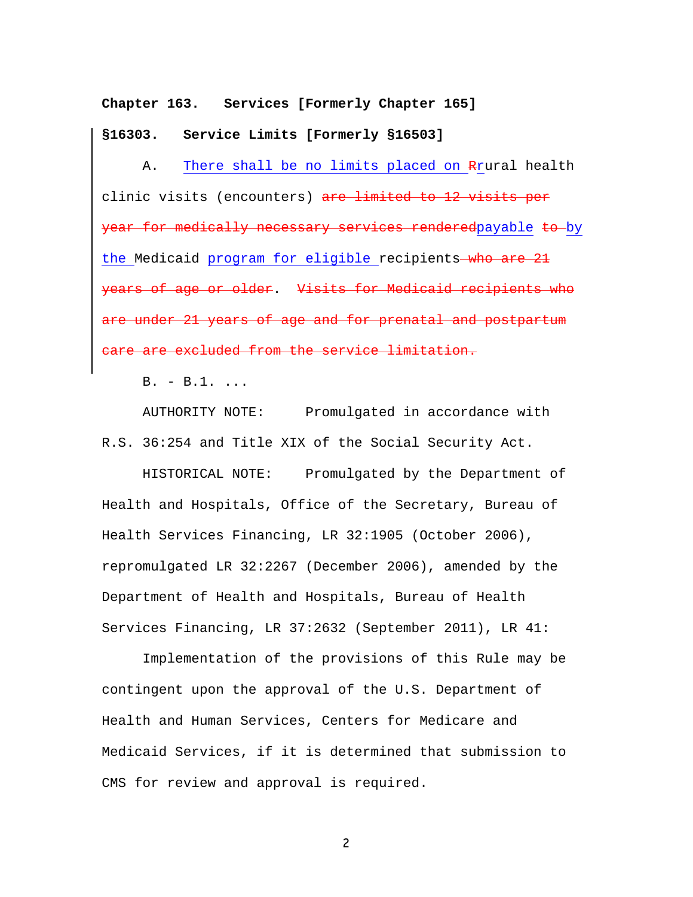**Chapter 163. Services [Formerly Chapter 165]**

**§16303. Service Limits [Formerly §16503]**

A. <u>There shall be no limits placed on </u>~~R~~<u>r</u>ural health clinic visits (encounters) ~~are limited to 12 visits per year for medically necessary services rendered~~<u>payable</u> ~~to~~ <u>by the </u>Medicaid <u>program for eligible </u>recipients~~ who are 21 years of age or older~~. ~~Visits for Medicaid recipients who are under 21 years of age and for prenatal and postpartum care are excluded from the service limitation.~~

B. - B.1. ...

AUTHORITY NOTE: Promulgated in accordance with R.S. 36:254 and Title XIX of the Social Security Act.

HISTORICAL NOTE: Promulgated by the Department of Health and Hospitals, Office of the Secretary, Bureau of Health Services Financing, LR 32:1905 (October 2006), repromulgated LR 32:2267 (December 2006), amended by the Department of Health and Hospitals, Bureau of Health Services Financing, LR 37:2632 (September 2011), LR 41:

Implementation of the provisions of this Rule may be contingent upon the approval of the U.S. Department of Health and Human Services, Centers for Medicare and Medicaid Services, if it is determined that submission to CMS for review and approval is required.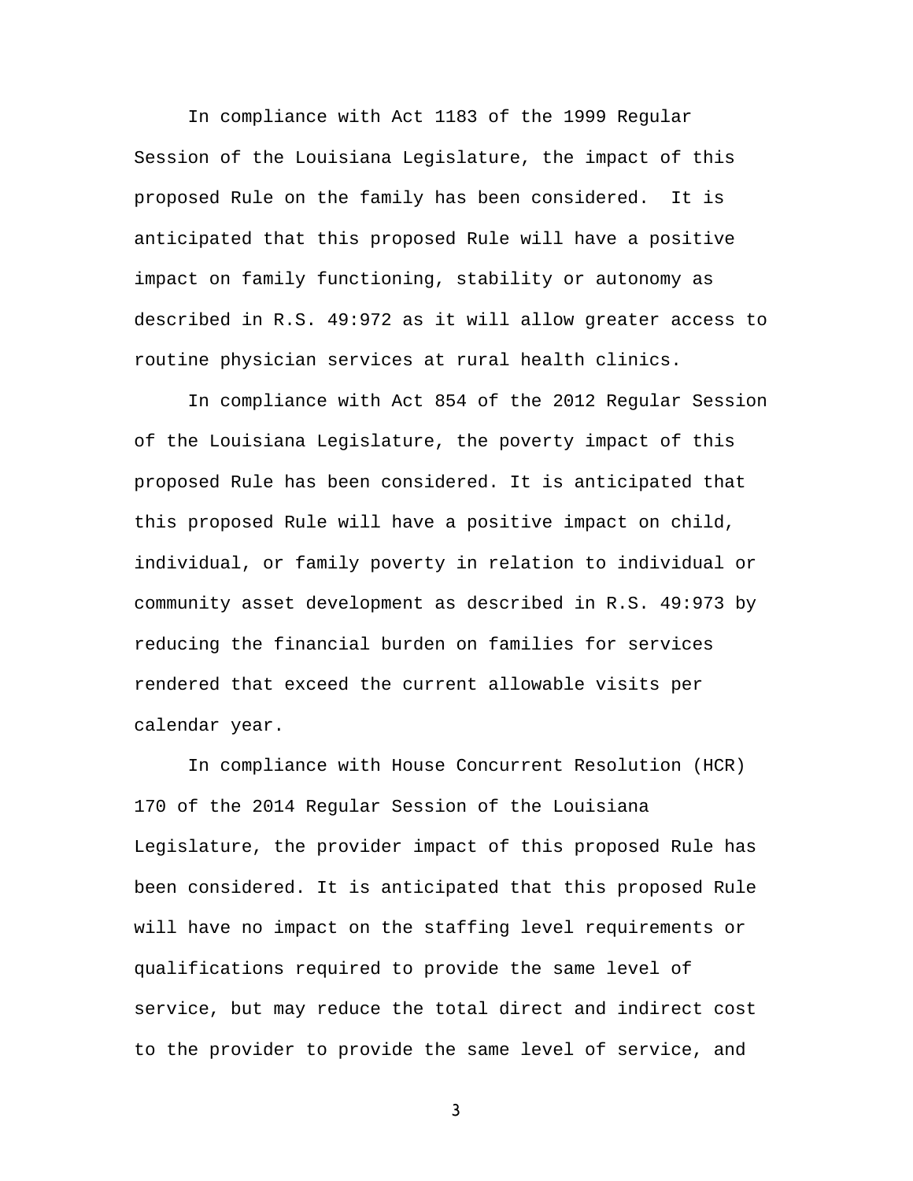In compliance with Act 1183 of the 1999 Regular Session of the Louisiana Legislature, the impact of this proposed Rule on the family has been considered. It is anticipated that this proposed Rule will have a positive impact on family functioning, stability or autonomy as described in R.S. 49:972 as it will allow greater access to routine physician services at rural health clinics.

In compliance with Act 854 of the 2012 Regular Session of the Louisiana Legislature, the poverty impact of this proposed Rule has been considered. It is anticipated that this proposed Rule will have a positive impact on child, individual, or family poverty in relation to individual or community asset development as described in R.S. 49:973 by reducing the financial burden on families for services rendered that exceed the current allowable visits per calendar year.

In compliance with House Concurrent Resolution (HCR) 170 of the 2014 Regular Session of the Louisiana Legislature, the provider impact of this proposed Rule has been considered. It is anticipated that this proposed Rule will have no impact on the staffing level requirements or qualifications required to provide the same level of service, but may reduce the total direct and indirect cost to the provider to provide the same level of service, and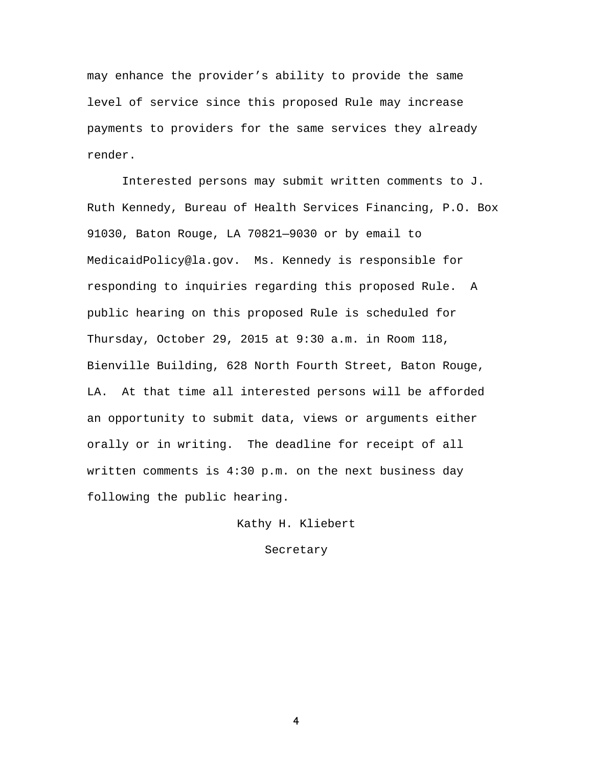may enhance the provider’s ability to provide the same level of service since this proposed Rule may increase payments to providers for the same services they already render.

Interested persons may submit written comments to J. Ruth Kennedy, Bureau of Health Services Financing, P.O. Box 91030, Baton Rouge, LA 70821—9030 or by email to MedicaidPolicy@la.gov. Ms. Kennedy is responsible for responding to inquiries regarding this proposed Rule. A public hearing on this proposed Rule is scheduled for Thursday, October 29, 2015 at 9:30 a.m. in Room 118, Bienville Building, 628 North Fourth Street, Baton Rouge, LA. At that time all interested persons will be afforded an opportunity to submit data, views or arguments either orally or in writing. The deadline for receipt of all written comments is 4:30 p.m. on the next business day following the public hearing.

Kathy H. Kliebert

Secretary